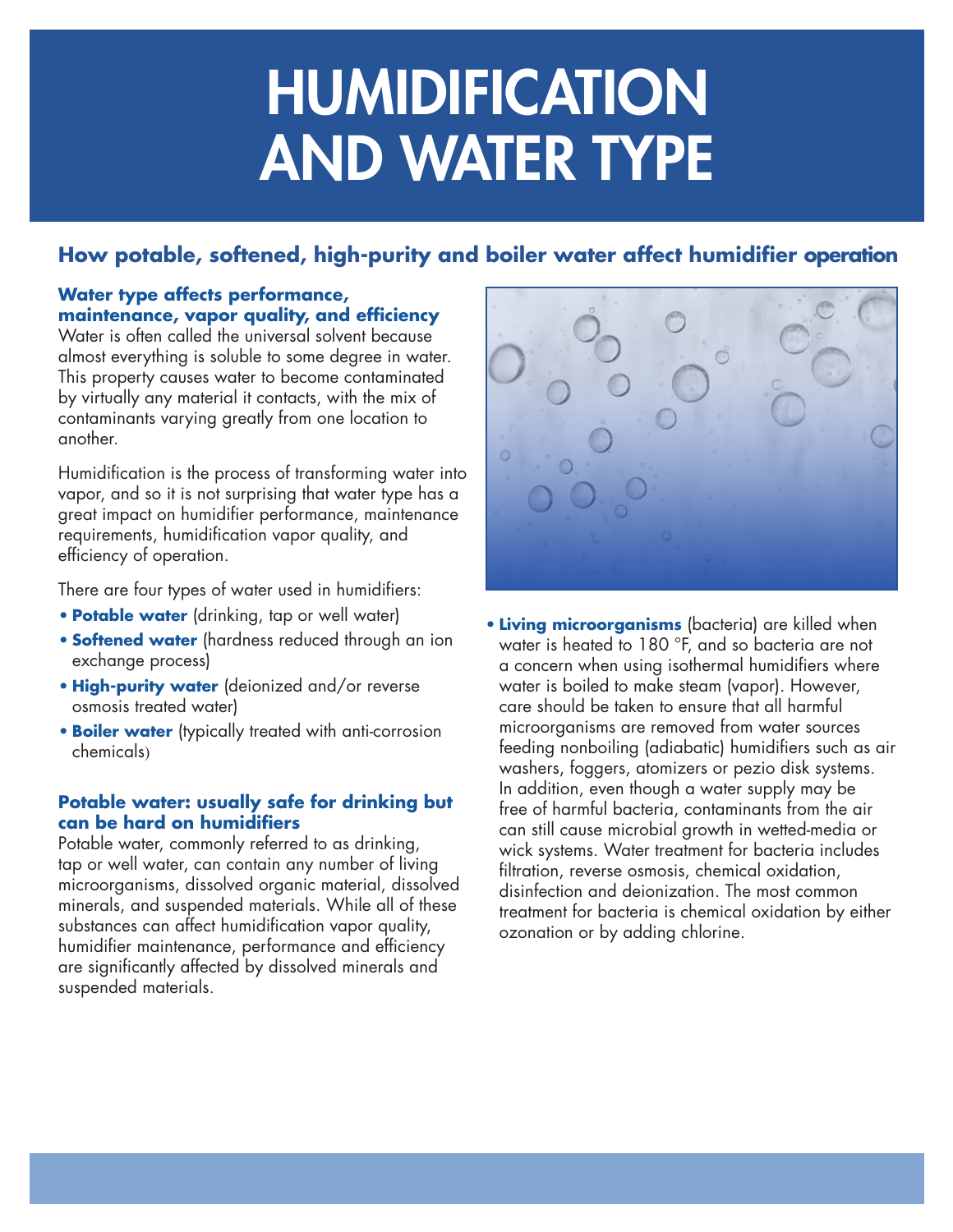# HUMIDIFICATION AND WATER TYPE

## How potable, softened, high-purity and boiler water affect humidifier operation

### Water type affects performance, maintenance, vapor quality, and efficiency

Water is often called the universal solvent because almost everything is soluble to some degree in water. This property causes water to become contaminated by virtually any material it contacts, with the mix of contaminants varying greatly from one location to another.

Humidification is the process of transforming water into vapor, and so it is not surprising that water type has a great impact on humidifier performance, maintenance requirements, humidification vapor quality, and efficiency of operation.

There are four types of water used in humidifiers:

- **Potable water** (drinking, tap or well water)
- **Softened water** (hardness reduced through an ion exchange process)
- **High-purity water** (deionized and/or reverse osmosis treated water)
- **Boiler water** (typically treated with anti-corrosion chemicals)

### Potable water: usually safe for drinking but can be hard on humidifiers

Potable water, commonly referred to as drinking, tap or well water, can contain any number of living microorganisms, dissolved organic material, dissolved minerals, and suspended materials. While all of these substances can affect humidification vapor quality, humidifier maintenance, performance and efficiency are significantly affected by dissolved minerals and suspended materials.

- **Living microorganisms** (bacteria) are killed when water is heated to 180 °F, and so bacteria are not a concern when using isothermal humidifiers where water is boiled to make steam (vapor). However, care should be taken to ensure that all harmful microorganisms are removed from water sources feeding nonboiling (adiabatic) humidifiers such as air washers, foggers, atomizers or pezio disk systems. In addition, even though a water supply may be free of harmful bacteria, contaminants from the air can still cause microbial growth in wetted-media or wick systems. Water treatment for bacteria includes filtration, reverse osmosis, chemical oxidation, disinfection and deionization. The most common treatment for bacteria is chemical oxidation by either ozonation or by adding chlorine.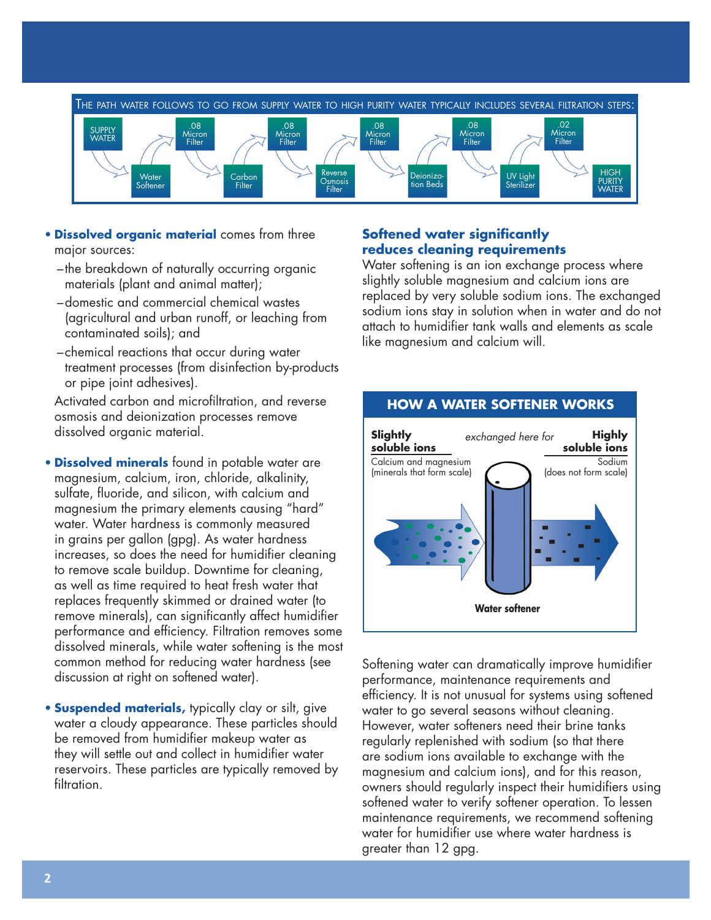The path water follows to go from supply water to high purity water typically includes several filtration steps:

SUPPLY WATER → Water Softener → .08 Micron Filter → Carbon Filter → .08 Micron Filter → Reverse Osmosis Filter → .08 Micron Filter → Deionization Beds → .08 Micron Filter → UV Light Sterilizer → .02 Micron Filter → HIGH PURITY WATER

- **Dissolved organic material** comes from three major sources:
  - the breakdown of naturally occurring organic materials (plant and animal matter);
  - domestic and commercial chemical wastes (agricultural and urban runoff, or leaching from contaminated soils); and
  - chemical reactions that occur during water treatment processes (from disinfection by-products or pipe joint adhesives).

  Activated carbon and microfiltration, and reverse osmosis and deionization processes remove dissolved organic material.

- **Dissolved minerals** found in potable water are magnesium, calcium, iron, chloride, alkalinity, sulfate, fluoride, and silicon, with calcium and magnesium the primary elements causing "hard" water. Water hardness is commonly measured in grains per gallon (gpg). As water hardness increases, so does the need for humidifier cleaning to remove scale buildup. Downtime for cleaning, as well as time required to heat fresh water that replaces frequently skimmed or drained water (to remove minerals), can significantly affect humidifier performance and efficiency. Filtration removes some dissolved minerals, while water softening is the most common method for reducing water hardness (see discussion at right on softened water).

- **Suspended materials,** typically clay or silt, give water a cloudy appearance. These particles should be removed from humidifier makeup water as they will settle out and collect in humidifier water reservoirs. These particles are typically removed by filtration.

## Softened water significantly reduces cleaning requirements

Water softening is an ion exchange process where slightly soluble magnesium and calcium ions are replaced by very soluble sodium ions. The exchanged sodium ions stay in solution when in water and do not attach to humidifier tank walls and elements as scale like magnesium and calcium will.

**HOW A WATER SOFTENER WORKS**

**Slightly soluble ions** — Calcium and magnesium (minerals that form scale) — *exchanged here for* — **Highly soluble ions** — Sodium (does not form scale)

**Water softener**

Softening water can dramatically improve humidifier performance, maintenance requirements and efficiency. It is not unusual for systems using softened water to go several seasons without cleaning. However, water softeners need their brine tanks regularly replenished with sodium (so that there are sodium ions available to exchange with the magnesium and calcium ions), and for this reason, owners should regularly inspect their humidifiers using softened water to verify softener operation. To lessen maintenance requirements, we recommend softening water for humidifier use where water hardness is greater than 12 gpg.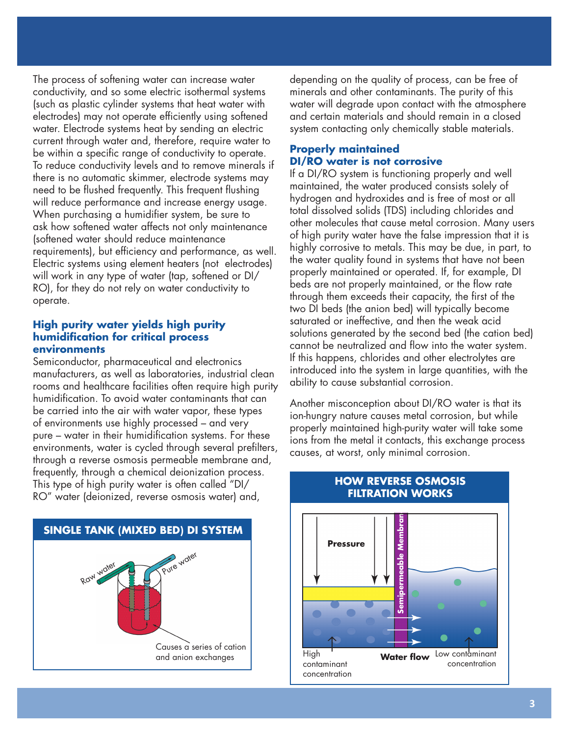The process of softening water can increase water conductivity, and so some electric isothermal systems (such as plastic cylinder systems that heat water with electrodes) may not operate efficiently using softened water. Electrode systems heat by sending an electric current through water and, therefore, require water to be within a specific range of conductivity to operate. To reduce conductivity levels and to remove minerals if there is no automatic skimmer, electrode systems may need to be flushed frequently. This frequent flushing will reduce performance and increase energy usage. When purchasing a humidifier system, be sure to ask how softened water affects not only maintenance (softened water should reduce maintenance requirements), but efficiency and performance, as well. Electric systems using element heaters (not electrodes) will work in any type of water (tap, softened or DI/RO), for they do not rely on water conductivity to operate.

### High purity water yields high purity humidification for critical process environments

Semiconductor, pharmaceutical and electronics manufacturers, as well as laboratories, industrial clean rooms and healthcare facilities often require high purity humidification. To avoid water contaminants that can be carried into the air with water vapor, these types of environments use highly processed – and very pure – water in their humidification systems. For these environments, water is cycled through several prefilters, through a reverse osmosis permeable membrane and, frequently, through a chemical deionization process. This type of high purity water is often called "DI/RO" water (deionized, reverse osmosis water) and, depending on the quality of process, can be free of minerals and other contaminants. The purity of this water will degrade upon contact with the atmosphere and certain materials and should remain in a closed system contacting only chemically stable materials.

**SINGLE TANK (MIXED BED) DI SYSTEM**

Raw water — Pure water

Causes a series of cation and anion exchanges

### Properly maintained DI/RO water is not corrosive

If a DI/RO system is functioning properly and well maintained, the water produced consists solely of hydrogen and hydroxides and is free of most or all total dissolved solids (TDS) including chlorides and other molecules that cause metal corrosion. Many users of high purity water have the false impression that it is highly corrosive to metals. This may be due, in part, to the water quality found in systems that have not been properly maintained or operated. If, for example, DI beds are not properly maintained, or the flow rate through them exceeds their capacity, the first of the two DI beds (the anion bed) will typically become saturated or ineffective, and then the weak acid solutions generated by the second bed (the cation bed) cannot be neutralized and flow into the water system. If this happens, chlorides and other electrolytes are introduced into the system in large quantities, with the ability to cause substantial corrosion.

Another misconception about DI/RO water is that its ion-hungry nature causes metal corrosion, but while properly maintained high-purity water will take some ions from the metal it contacts, this exchange process causes, at worst, only minimal corrosion.

**HOW REVERSE OSMOSIS FILTRATION WORKS**

Pressure — Semipermeable Membrane — High contaminant concentration — Water flow — Low contaminant concentration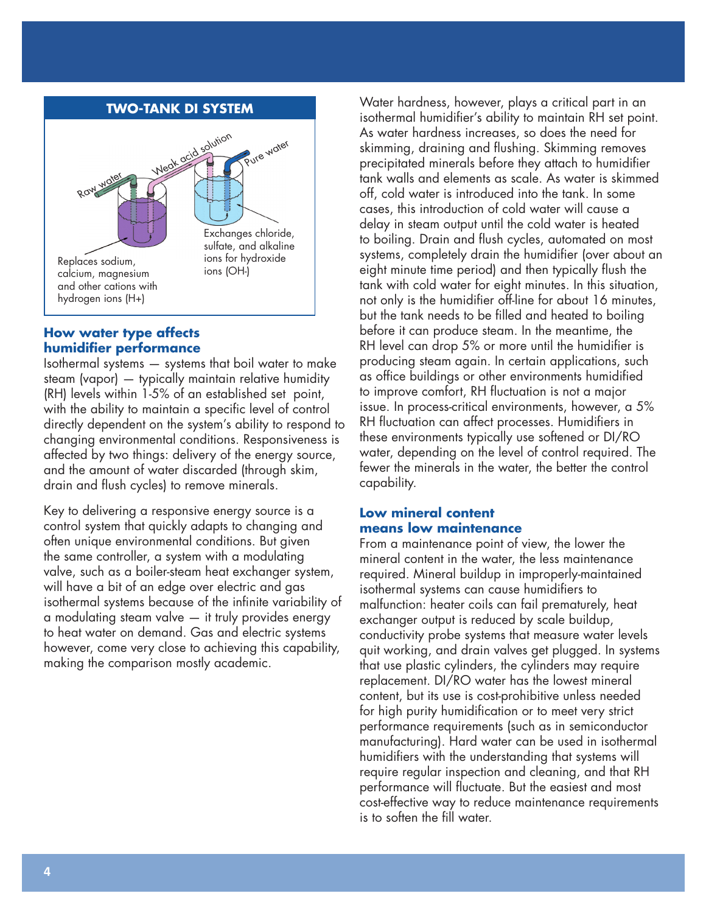**TWO-TANK DI SYSTEM**

Raw water — Weak acid solution — Pure water

Replaces sodium, calcium, magnesium and other cations with hydrogen ions (H+)

Exchanges chloride, sulfate, and alkaline ions for hydroxide ions (OH-)

## How water type affects humidifier performance

Isothermal systems — systems that boil water to make steam (vapor) — typically maintain relative humidity (RH) levels within 1-5% of an established set point, with the ability to maintain a specific level of control directly dependent on the system's ability to respond to changing environmental conditions. Responsiveness is affected by two things: delivery of the energy source, and the amount of water discarded (through skim, drain and flush cycles) to remove minerals.

Key to delivering a responsive energy source is a control system that quickly adapts to changing and often unique environmental conditions. But given the same controller, a system with a modulating valve, such as a boiler-steam heat exchanger system, will have a bit of an edge over electric and gas isothermal systems because of the infinite variability of a modulating steam valve — it truly provides energy to heat water on demand. Gas and electric systems however, come very close to achieving this capability, making the comparison mostly academic.

Water hardness, however, plays a critical part in an isothermal humidifier's ability to maintain RH set point. As water hardness increases, so does the need for skimming, draining and flushing. Skimming removes precipitated minerals before they attach to humidifier tank walls and elements as scale. As water is skimmed off, cold water is introduced into the tank. In some cases, this introduction of cold water will cause a delay in steam output until the cold water is heated to boiling. Drain and flush cycles, automated on most systems, completely drain the humidifier (over about an eight minute time period) and then typically flush the tank with cold water for eight minutes. In this situation, not only is the humidifier off-line for about 16 minutes, but the tank needs to be filled and heated to boiling before it can produce steam. In the meantime, the RH level can drop 5% or more until the humidifier is producing steam again. In certain applications, such as office buildings or other environments humidified to improve comfort, RH fluctuation is not a major issue. In process-critical environments, however, a 5% RH fluctuation can affect processes. Humidifiers in these environments typically use softened or DI/RO water, depending on the level of control required. The fewer the minerals in the water, the better the control capability.

## Low mineral content means low maintenance

From a maintenance point of view, the lower the mineral content in the water, the less maintenance required. Mineral buildup in improperly-maintained isothermal systems can cause humidifiers to malfunction: heater coils can fail prematurely, heat exchanger output is reduced by scale buildup, conductivity probe systems that measure water levels quit working, and drain valves get plugged. In systems that use plastic cylinders, the cylinders may require replacement. DI/RO water has the lowest mineral content, but its use is cost-prohibitive unless needed for high purity humidification or to meet very strict performance requirements (such as in semiconductor manufacturing). Hard water can be used in isothermal humidifiers with the understanding that systems will require regular inspection and cleaning, and that RH performance will fluctuate. But the easiest and most cost-effective way to reduce maintenance requirements is to soften the fill water.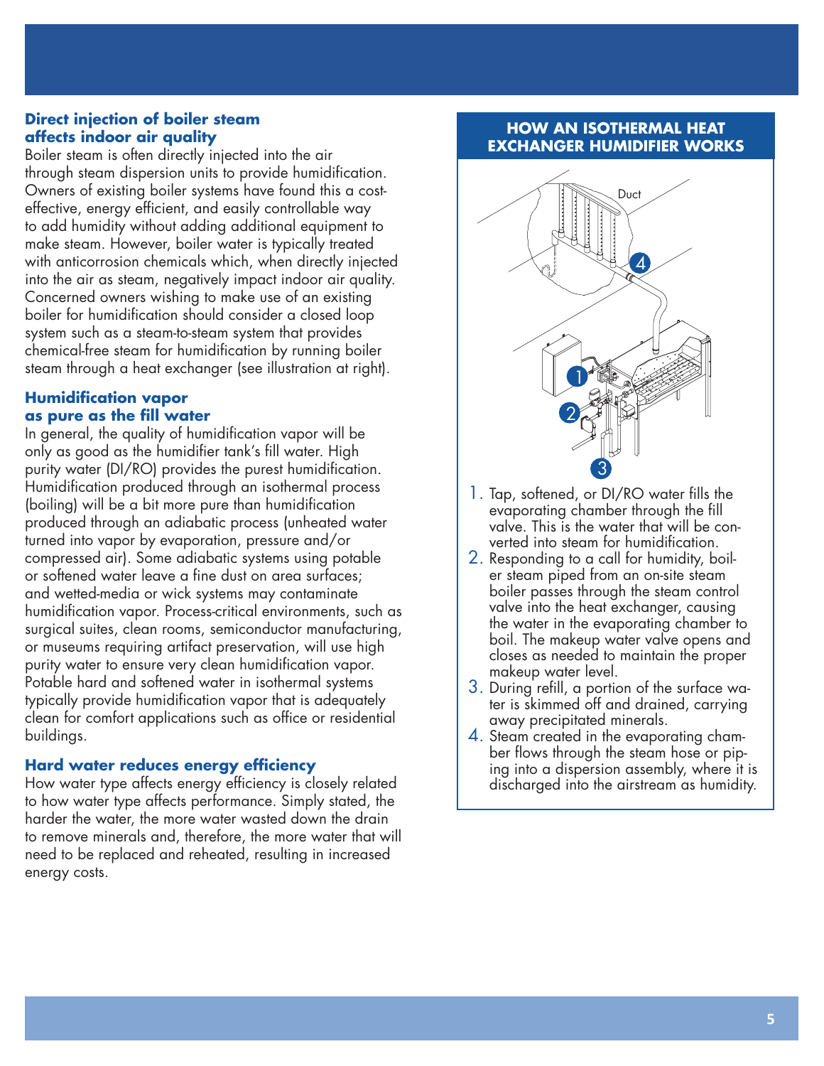### Direct injection of boiler steam affects indoor air quality

Boiler steam is often directly injected into the air through steam dispersion units to provide humidification. Owners of existing boiler systems have found this a cost-effective, energy efficient, and easily controllable way to add humidity without adding additional equipment to make steam. However, boiler water is typically treated with anticorrosion chemicals which, when directly injected into the air as steam, negatively impact indoor air quality. Concerned owners wishing to make use of an existing boiler for humidification should consider a closed loop system such as a steam-to-steam system that provides chemical-free steam for humidification by running boiler steam through a heat exchanger (see illustration at right).

### Humidification vapor as pure as the fill water

In general, the quality of humidification vapor will be only as good as the humidifier tank's fill water. High purity water (DI/RO) provides the purest humidification. Humidification produced through an isothermal process (boiling) will be a bit more pure than humidification produced through an adiabatic process (unheated water turned into vapor by evaporation, pressure and/or compressed air). Some adiabatic systems using potable or softened water leave a fine dust on area surfaces; and wetted-media or wick systems may contaminate humidification vapor. Process-critical environments, such as surgical suites, clean rooms, semiconductor manufacturing, or museums requiring artifact preservation, will use high purity water to ensure very clean humidification vapor. Potable hard and softened water in isothermal systems typically provide humidification vapor that is adequately clean for comfort applications such as office or residential buildings.

### Hard water reduces energy efficiency

How water type affects energy efficiency is closely related to how water type affects performance. Simply stated, the harder the water, the more water wasted down the drain to remove minerals and, therefore, the more water that will need to be replaced and reheated, resulting in increased energy costs.

### HOW AN ISOTHERMAL HEAT EXCHANGER HUMIDIFIER WORKS

Duct

1. Tap, softened, or DI/RO water fills the evaporating chamber through the fill valve. This is the water that will be converted into steam for humidification.
2. Responding to a call for humidity, boiler steam piped from an on-site steam boiler passes through the steam control valve into the heat exchanger, causing the water in the evaporating chamber to boil. The makeup water valve opens and closes as needed to maintain the proper makeup water level.
3. During refill, a portion of the surface water is skimmed off and drained, carrying away precipitated minerals.
4. Steam created in the evaporating chamber flows through the steam hose or piping into a dispersion assembly, where it is discharged into the airstream as humidity.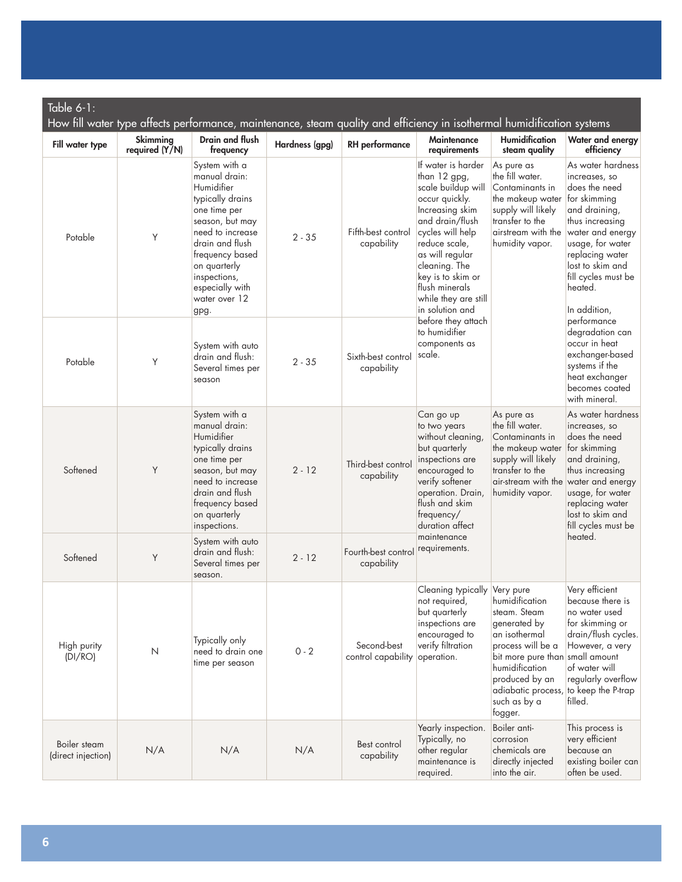Table 6-1:
How fill water type affects performance, maintenance, steam quality and efficiency in isothermal humidification systems

| Fill water type | Skimming required (Y/N) | Drain and flush frequency | Hardness (gpg) | RH performance | Maintenance requirements | Humidification steam quality | Water and energy efficiency |
|---|---|---|---|---|---|---|---|
| Potable | Y | System with a manual drain: Humidifier typically drains one time per season, but may need to increase drain and flush frequency based on quarterly inspections, especially with water over 12 gpg. | 2 - 35 | Fifth-best control capability | If water is harder than 12 gpg, scale buildup will occur quickly. Increasing skim and drain/flush cycles will help reduce scale, as will regular cleaning. The key is to skim or flush minerals while they are still in solution and before they attach to humidifier components as scale. | As pure as the fill water. Contaminants in the makeup water supply will likely transfer to the airstream with the humidity vapor. | As water hardness increases, so does the need for skimming and draining, thus increasing water and energy usage, for water replacing water lost to skim and fill cycles must be heated. In addition, performance degradation can occur in heat exchanger-based systems if the heat exchanger becomes coated with mineral. |
| Potable | Y | System with auto drain and flush: Several times per season | 2 - 35 | Sixth-best control capability | | | |
| Softened | Y | System with a manual drain: Humidifier typically drains one time per season, but may need to increase drain and flush frequency based on quarterly inspections. | 2 - 12 | Third-best control capability | Can go up to two years without cleaning, but quarterly inspections are encouraged to verify softener operation. Drain, flush and skim frequency/duration affect maintenance requirements. | As pure as the fill water. Contaminants in the makeup water supply will likely transfer to the air-stream with the humidity vapor. | As water hardness increases, so does the need for skimming and draining, thus increasing water and energy usage, for water replacing water lost to skim and fill cycles must be heated. |
| Softened | Y | System with auto drain and flush: Several times per season. | 2 - 12 | Fourth-best control capability | | | |
| High purity (DI/RO) | N | Typically only need to drain one time per season | 0 - 2 | Second-best control capability | Cleaning typically not required, but quarterly inspections are encouraged to verify filtration operation. | Very pure humidification steam. Steam generated by an isothermal process will be a bit more pure than humidification produced by an adiabatic process, such as by a fogger. | Very efficient because there is no water used for skimming or drain/flush cycles. However, a very small amount of water will regularly overflow to keep the P-trap filled. |
| Boiler steam (direct injection) | N/A | N/A | N/A | Best control capability | Yearly inspection. Typically, no other regular maintenance is required. | Boiler anti-corrosion chemicals are directly injected into the air. | This process is very efficient because an existing boiler can often be used. |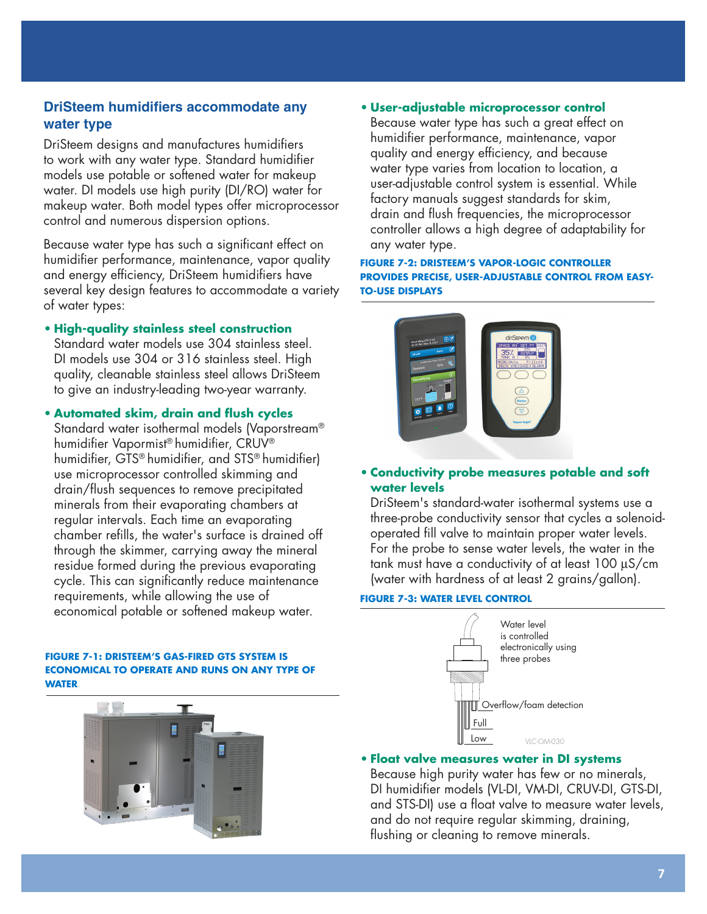## DriSteem humidifiers accommodate any water type

DriSteem designs and manufactures humidifiers to work with any water type. Standard humidifier models use potable or softened water for makeup water. DI models use high purity (DI/RO) water for makeup water. Both model types offer microprocessor control and numerous dispersion options.

Because water type has such a significant effect on humidifier performance, maintenance, vapor quality and energy efficiency, DriSteem humidifiers have several key design features to accommodate a variety of water types:

- **High-quality stainless steel construction**
  Standard water models use 304 stainless steel. DI models use 304 or 316 stainless steel. High quality, cleanable stainless steel allows DriSteem to give an industry-leading two-year warranty.

- **Automated skim, drain and flush cycles**
  Standard water isothermal models (Vaporstream® humidifier Vapormist® humidifier, CRUV® humidifier, GTS® humidifier, and STS® humidifier) use microprocessor controlled skimming and drain/flush sequences to remove precipitated minerals from their evaporating chambers at regular intervals. Each time an evaporating chamber refills, the water's surface is drained off through the skimmer, carrying away the mineral residue formed during the previous evaporating cycle. This can significantly reduce maintenance requirements, while allowing the use of economical potable or softened makeup water.

**FIGURE 7-1: DRISTEEM'S GAS-FIRED GTS SYSTEM IS ECONOMICAL TO OPERATE AND RUNS ON ANY TYPE OF WATER**

- **User-adjustable microprocessor control**
  Because water type has such a great effect on humidifier performance, maintenance, vapor quality and energy efficiency, and because water type varies from location to location, a user-adjustable control system is essential. While factory manuals suggest standards for skim, drain and flush frequencies, the microprocessor controller allows a high degree of adaptability for any water type.

**FIGURE 7-2: DRISTEEM'S VAPOR-LOGIC CONTROLLER PROVIDES PRECISE, USER-ADJUSTABLE CONTROL FROM EASY-TO-USE DISPLAYS**

- **Conductivity probe measures potable and soft water levels**
  DriSteem's standard-water isothermal systems use a three-probe conductivity sensor that cycles a solenoid-operated fill valve to maintain proper water levels. For the probe to sense water levels, the water in the tank must have a conductivity of at least 100 µS/cm (water with hardness of at least 2 grains/gallon).

**FIGURE 7-3: WATER LEVEL CONTROL**

Water level is controlled electronically using three probes

Overflow/foam detection

Full

Low

VLC-OM-030

- **Float valve measures water in DI systems**
  Because high purity water has few or no minerals, DI humidifier models (VL-DI, VM-DI, CRUV-DI, GTS-DI, and STS-DI) use a float valve to measure water levels, and do not require regular skimming, draining, flushing or cleaning to remove minerals.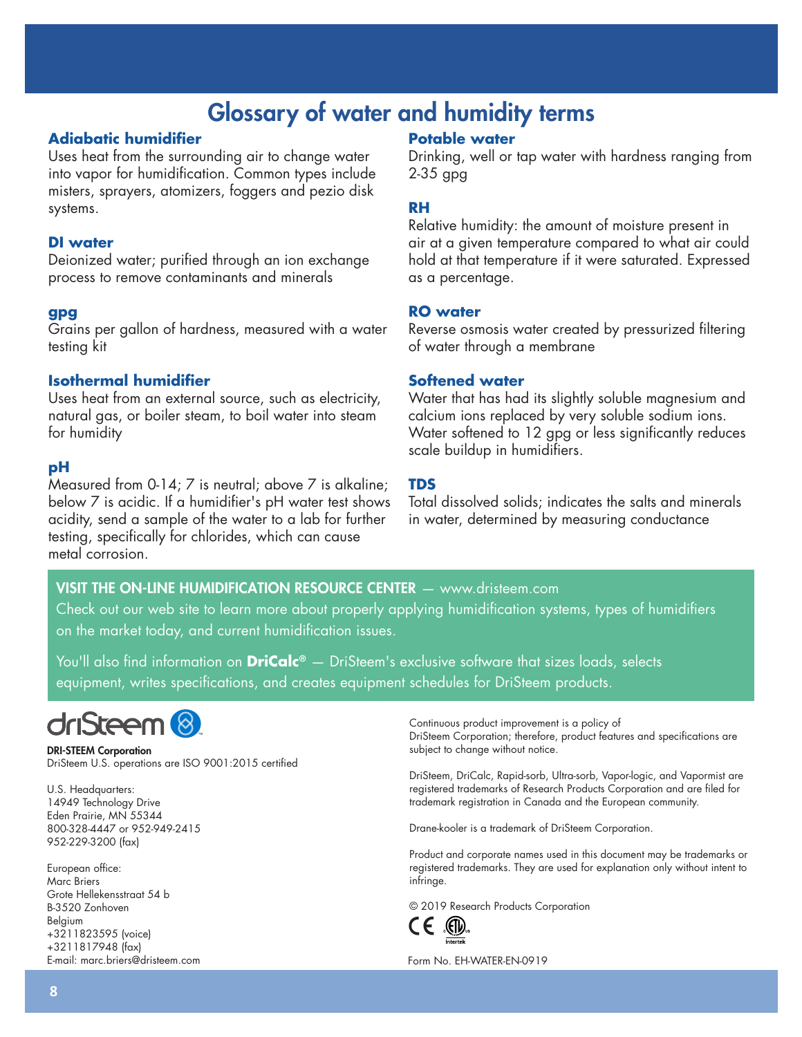# Glossary of water and humidity terms

**Adiabatic humidifier**
Uses heat from the surrounding air to change water into vapor for humidification. Common types include misters, sprayers, atomizers, foggers and pezio disk systems.

**DI water**
Deionized water; purified through an ion exchange process to remove contaminants and minerals

**gpg**
Grains per gallon of hardness, measured with a water testing kit

**Isothermal humidifier**
Uses heat from an external source, such as electricity, natural gas, or boiler steam, to boil water into steam for humidity

**pH**
Measured from 0-14; 7 is neutral; above 7 is alkaline; below 7 is acidic. If a humidifier's pH water test shows acidity, send a sample of the water to a lab for further testing, specifically for chlorides, which can cause metal corrosion.

**Potable water**
Drinking, well or tap water with hardness ranging from 2-35 gpg

**RH**
Relative humidity: the amount of moisture present in air at a given temperature compared to what air could hold at that temperature if it were saturated. Expressed as a percentage.

**RO water**
Reverse osmosis water created by pressurized filtering of water through a membrane

**Softened water**
Water that has had its slightly soluble magnesium and calcium ions replaced by very soluble sodium ions. Water softened to 12 gpg or less significantly reduces scale buildup in humidifiers.

**TDS**
Total dissolved solids; indicates the salts and minerals in water, determined by measuring conductance

**VISIT THE ON-LINE HUMIDIFICATION RESOURCE CENTER** — www.dristeem.com
Check out our web site to learn more about properly applying humidification systems, types of humidifiers on the market today, and current humidification issues.

You'll also find information on **DriCalc**® — DriSteem's exclusive software that sizes loads, selects equipment, writes specifications, and creates equipment schedules for DriSteem products.

driSteem

**DRI-STEEM Corporation**
DriSteem U.S. operations are ISO 9001:2015 certified

U.S. Headquarters:
14949 Technology Drive
Eden Prairie, MN 55344
800-328-4447 or 952-949-2415
952-229-3200 (fax)

European office:
Marc Briers
Grote Hellekensstraat 54 b
B-3520 Zonhoven
Belgium
+3211823595 (voice)
+3211817948 (fax)
E-mail: marc.briers@dristeem.com

Continuous product improvement is a policy of DriSteem Corporation; therefore, product features and specifications are subject to change without notice.

DriSteem, DriCalc, Rapid-sorb, Ultra-sorb, Vapor-logic, and Vapormist are registered trademarks of Research Products Corporation and are filed for trademark registration in Canada and the European community.

Drane-kooler is a trademark of DriSteem Corporation.

Product and corporate names used in this document may be trademarks or registered trademarks. They are used for explanation only without intent to infringe.

© 2019 Research Products Corporation

Form No. EH-WATER-EN-0919